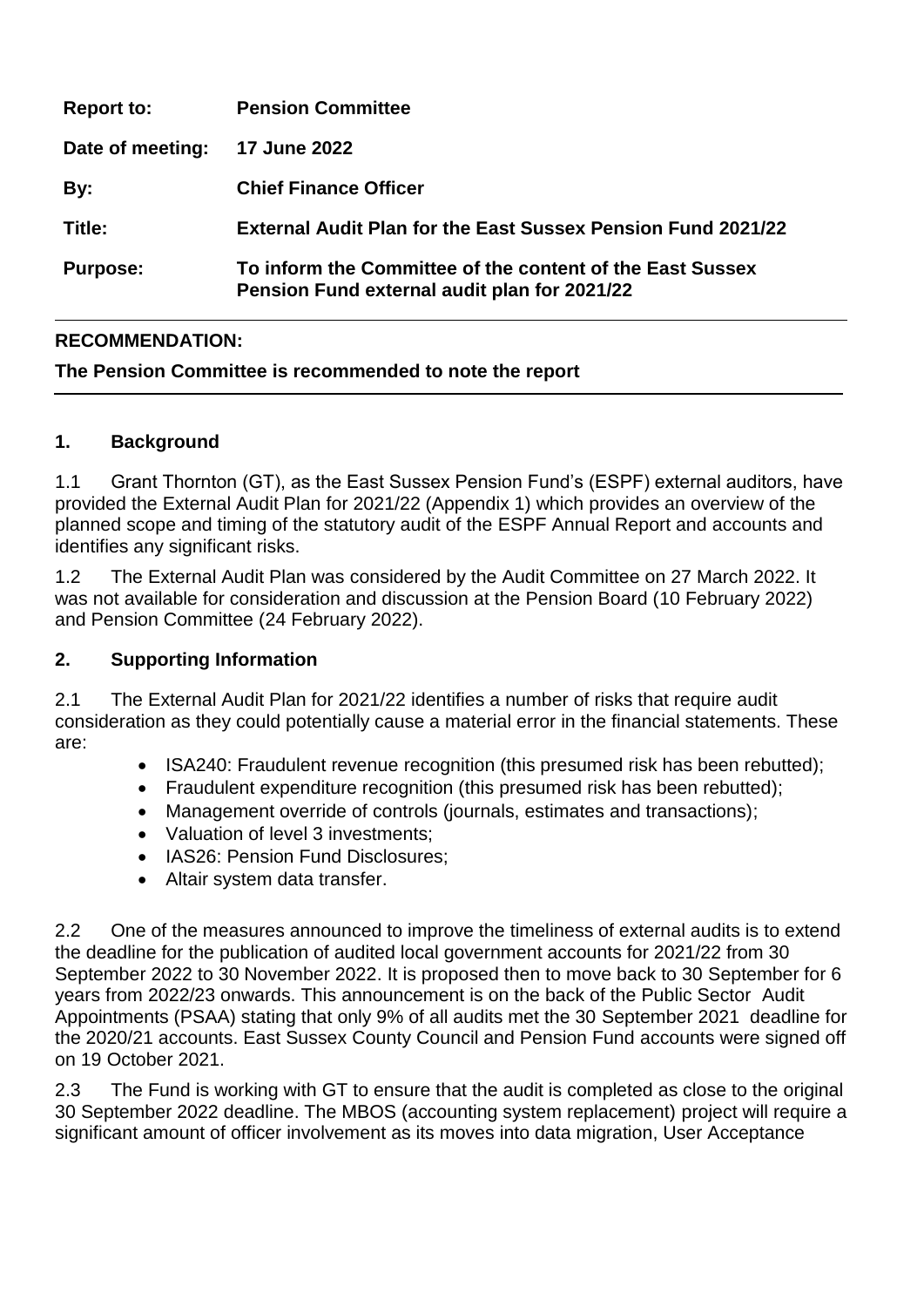| | |
|---|---|
| **Report to:** | **Pension Committee** |
| **Date of meeting:** | **17 June 2022** |
| **By:** | **Chief Finance Officer** |
| **Title:** | **External Audit Plan for the East Sussex Pension Fund 2021/22** |
| **Purpose:** | **To inform the Committee of the content of the East Sussex Pension Fund external audit plan for 2021/22** |

**RECOMMENDATION:**

**The Pension Committee is recommended to note the report**

## 1. Background

1.1 Grant Thornton (GT), as the East Sussex Pension Fund's (ESPF) external auditors, have provided the External Audit Plan for 2021/22 (Appendix 1) which provides an overview of the planned scope and timing of the statutory audit of the ESPF Annual Report and accounts and identifies any significant risks.

1.2 The External Audit Plan was considered by the Audit Committee on 27 March 2022. It was not available for consideration and discussion at the Pension Board (10 February 2022) and Pension Committee (24 February 2022).

## 2. Supporting Information

2.1 The External Audit Plan for 2021/22 identifies a number of risks that require audit consideration as they could potentially cause a material error in the financial statements. These are:

- ISA240: Fraudulent revenue recognition (this presumed risk has been rebutted);
- Fraudulent expenditure recognition (this presumed risk has been rebutted);
- Management override of controls (journals, estimates and transactions);
- Valuation of level 3 investments;
- IAS26: Pension Fund Disclosures;
- Altair system data transfer.

2.2 One of the measures announced to improve the timeliness of external audits is to extend the deadline for the publication of audited local government accounts for 2021/22 from 30 September 2022 to 30 November 2022. It is proposed then to move back to 30 September for 6 years from 2022/23 onwards. This announcement is on the back of the Public Sector Audit Appointments (PSAA) stating that only 9% of all audits met the 30 September 2021 deadline for the 2020/21 accounts. East Sussex County Council and Pension Fund accounts were signed off on 19 October 2021.

2.3 The Fund is working with GT to ensure that the audit is completed as close to the original 30 September 2022 deadline. The MBOS (accounting system replacement) project will require a significant amount of officer involvement as its moves into data migration, User Acceptance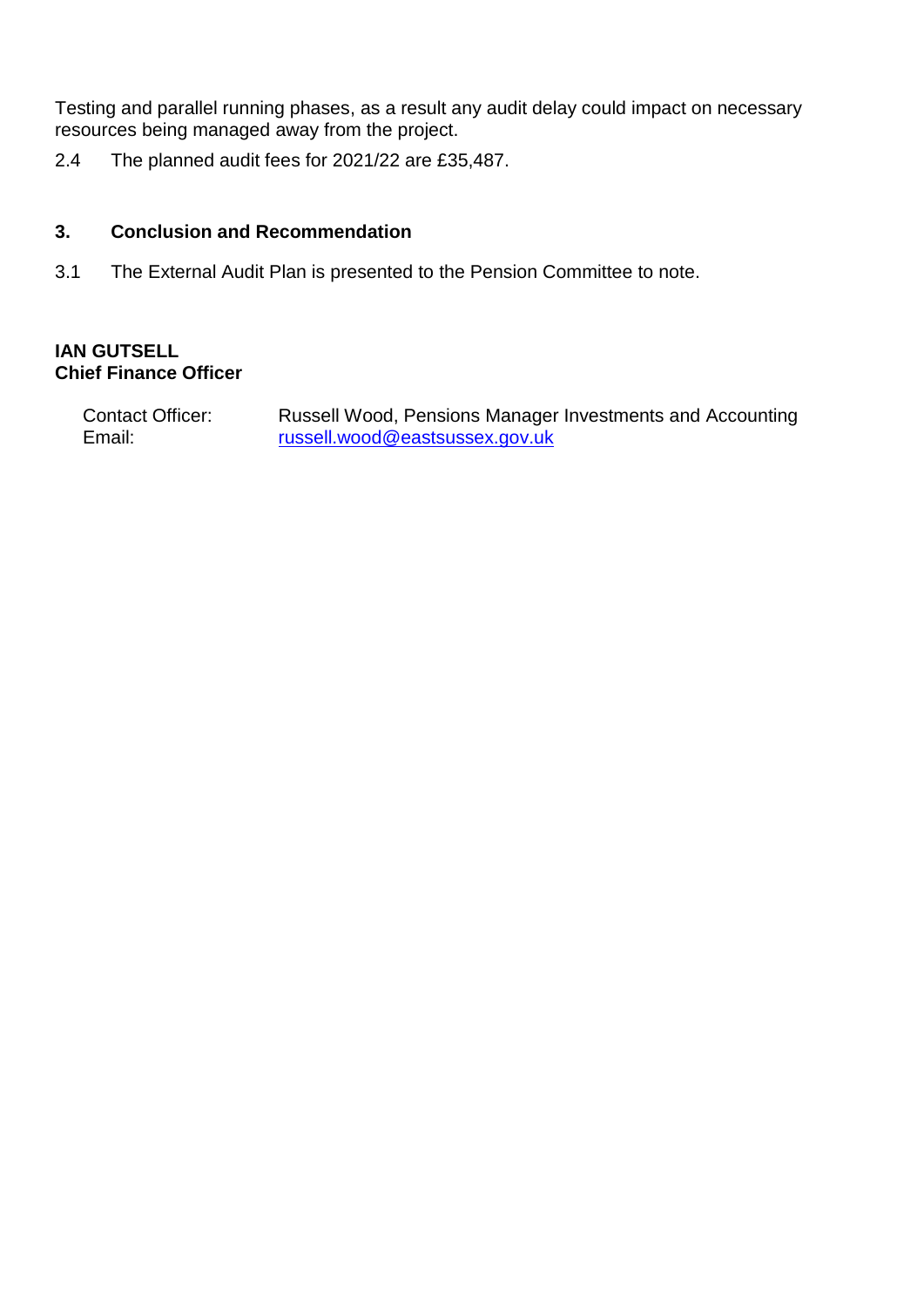Testing and parallel running phases, as a result any audit delay could impact on necessary resources being managed away from the project.

2.4 The planned audit fees for 2021/22 are £35,487.

## 3. Conclusion and Recommendation

3.1 The External Audit Plan is presented to the Pension Committee to note.

**IAN GUTSELL**
**Chief Finance Officer**

Contact Officer: Russell Wood, Pensions Manager Investments and Accounting
Email: russell.wood@eastsussex.gov.uk